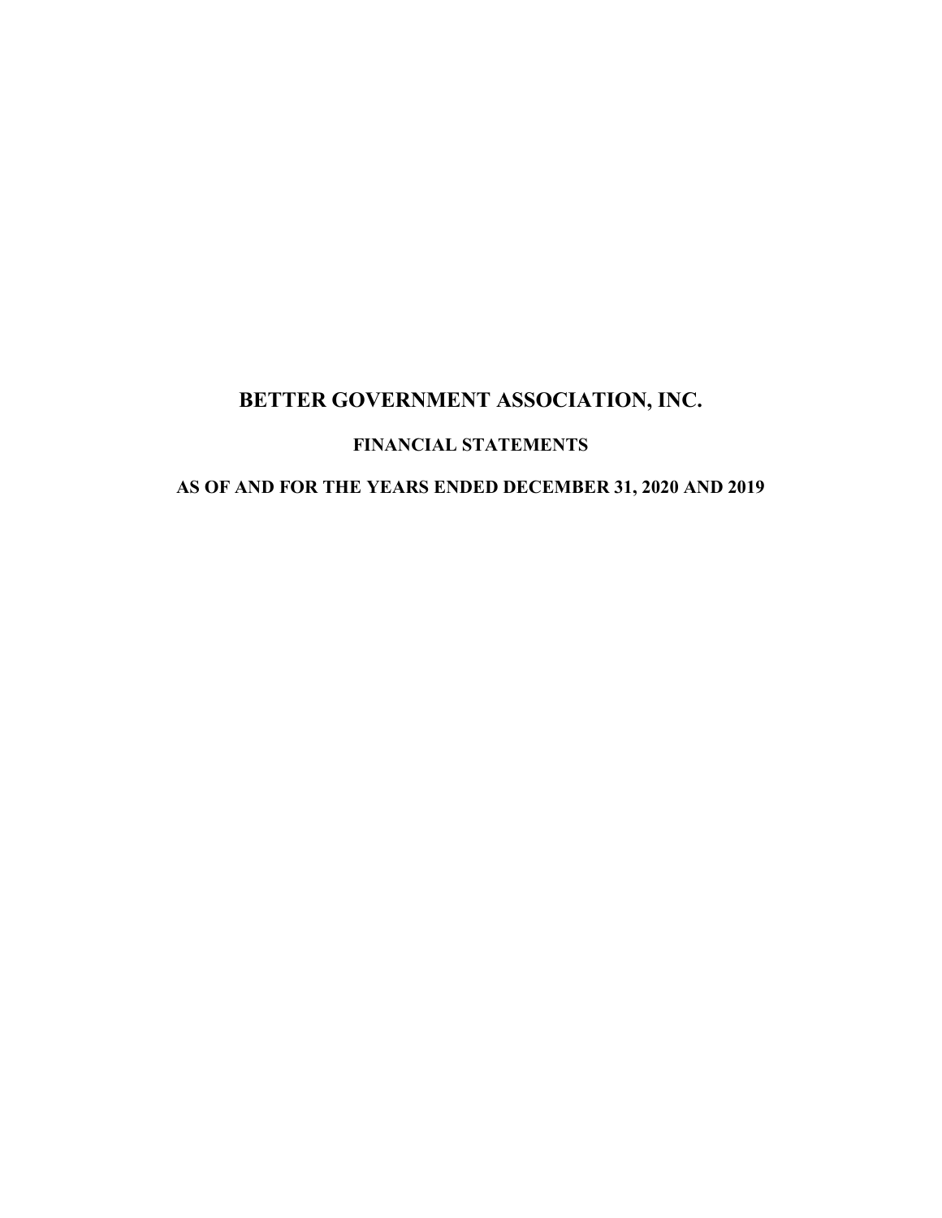# BETTER GOVERNMENT ASSOCIATION, INC.

## FINANCIAL STATEMENTS

## AS OF AND FOR THE YEARS ENDED DECEMBER 31, 2020 AND 2019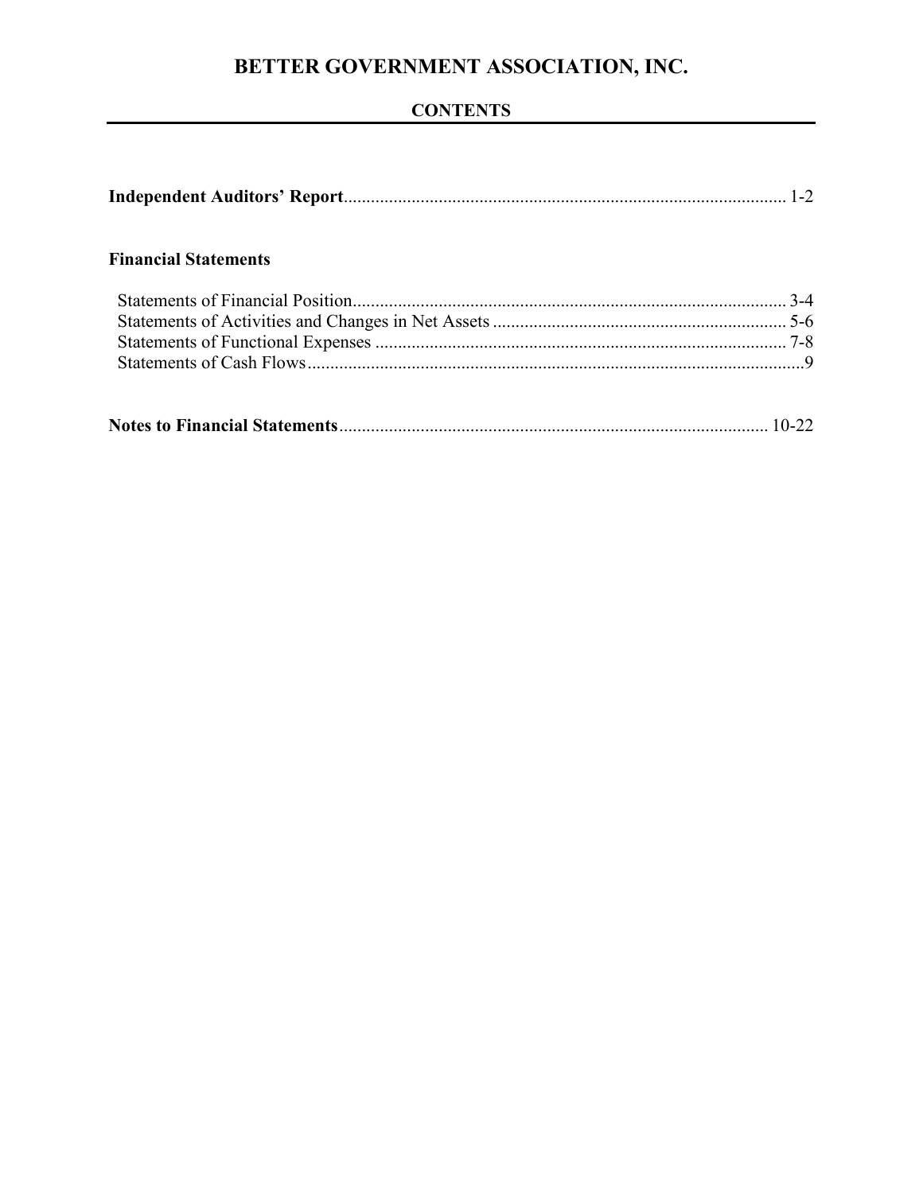# BETTER GOVERNMENT ASSOCIATION, INC.

## CONTENTS

**Independent Auditors' Report**.................................................................................................. 1-2

**Financial Statements**

Statements of Financial Position............................................................................................... 3-4
Statements of Activities and Changes in Net Assets ................................................................ 5-6
Statements of Functional Expenses .......................................................................................... 7-8
Statements of Cash Flows..............................................................................................................9

**Notes to Financial Statements**.............................................................................................. 10-22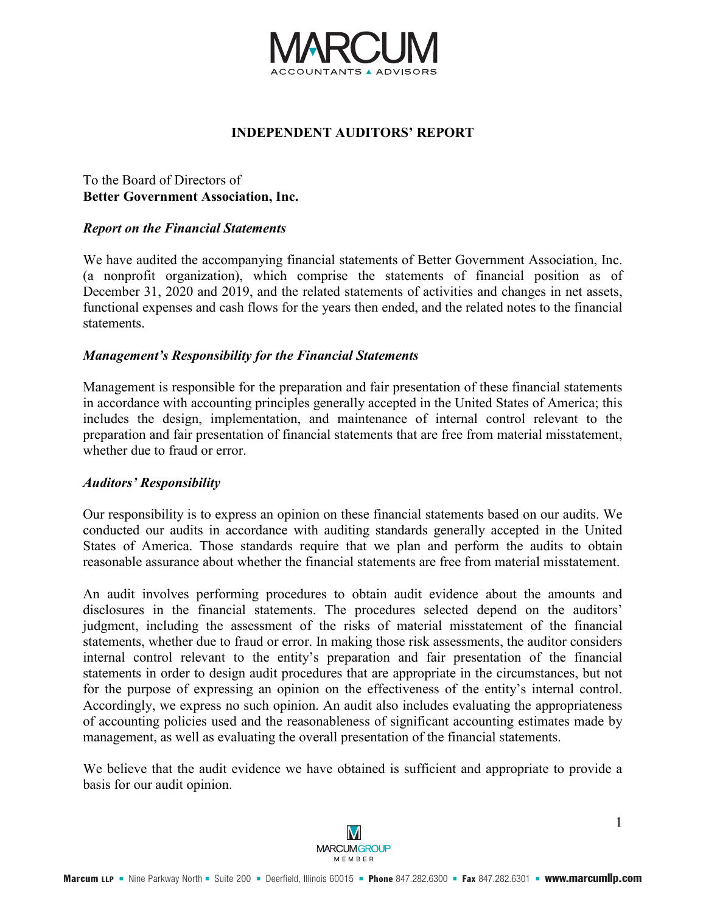# INDEPENDENT AUDITORS' REPORT

To the Board of Directors of
**Better Government Association, Inc.**

***Report on the Financial Statements***

We have audited the accompanying financial statements of Better Government Association, Inc. (a nonprofit organization), which comprise the statements of financial position as of December 31, 2020 and 2019, and the related statements of activities and changes in net assets, functional expenses and cash flows for the years then ended, and the related notes to the financial statements.

***Management's Responsibility for the Financial Statements***

Management is responsible for the preparation and fair presentation of these financial statements in accordance with accounting principles generally accepted in the United States of America; this includes the design, implementation, and maintenance of internal control relevant to the preparation and fair presentation of financial statements that are free from material misstatement, whether due to fraud or error.

***Auditors' Responsibility***

Our responsibility is to express an opinion on these financial statements based on our audits. We conducted our audits in accordance with auditing standards generally accepted in the United States of America. Those standards require that we plan and perform the audits to obtain reasonable assurance about whether the financial statements are free from material misstatement.

An audit involves performing procedures to obtain audit evidence about the amounts and disclosures in the financial statements. The procedures selected depend on the auditors' judgment, including the assessment of the risks of material misstatement of the financial statements, whether due to fraud or error. In making those risk assessments, the auditor considers internal control relevant to the entity's preparation and fair presentation of the financial statements in order to design audit procedures that are appropriate in the circumstances, but not for the purpose of expressing an opinion on the effectiveness of the entity's internal control. Accordingly, we express no such opinion. An audit also includes evaluating the appropriateness of accounting policies used and the reasonableness of significant accounting estimates made by management, as well as evaluating the overall presentation of the financial statements.

We believe that the audit evidence we have obtained is sufficient and appropriate to provide a basis for our audit opinion.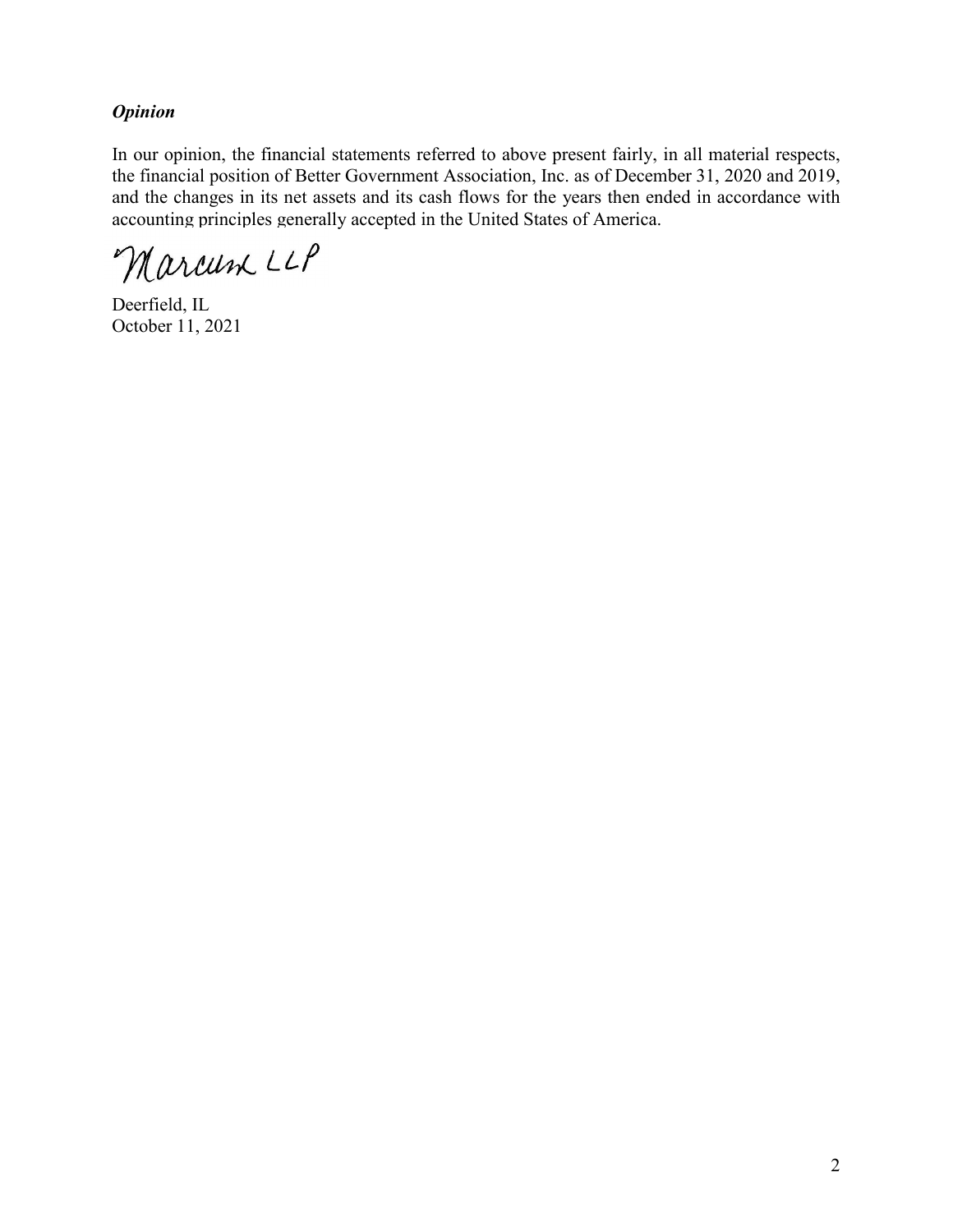***Opinion***

In our opinion, the financial statements referred to above present fairly, in all material respects, the financial position of Better Government Association, Inc. as of December 31, 2020 and 2019, and the changes in its net assets and its cash flows for the years then ended in accordance with accounting principles generally accepted in the United States of America.

Marcum LLP

Deerfield, IL
October 11, 2021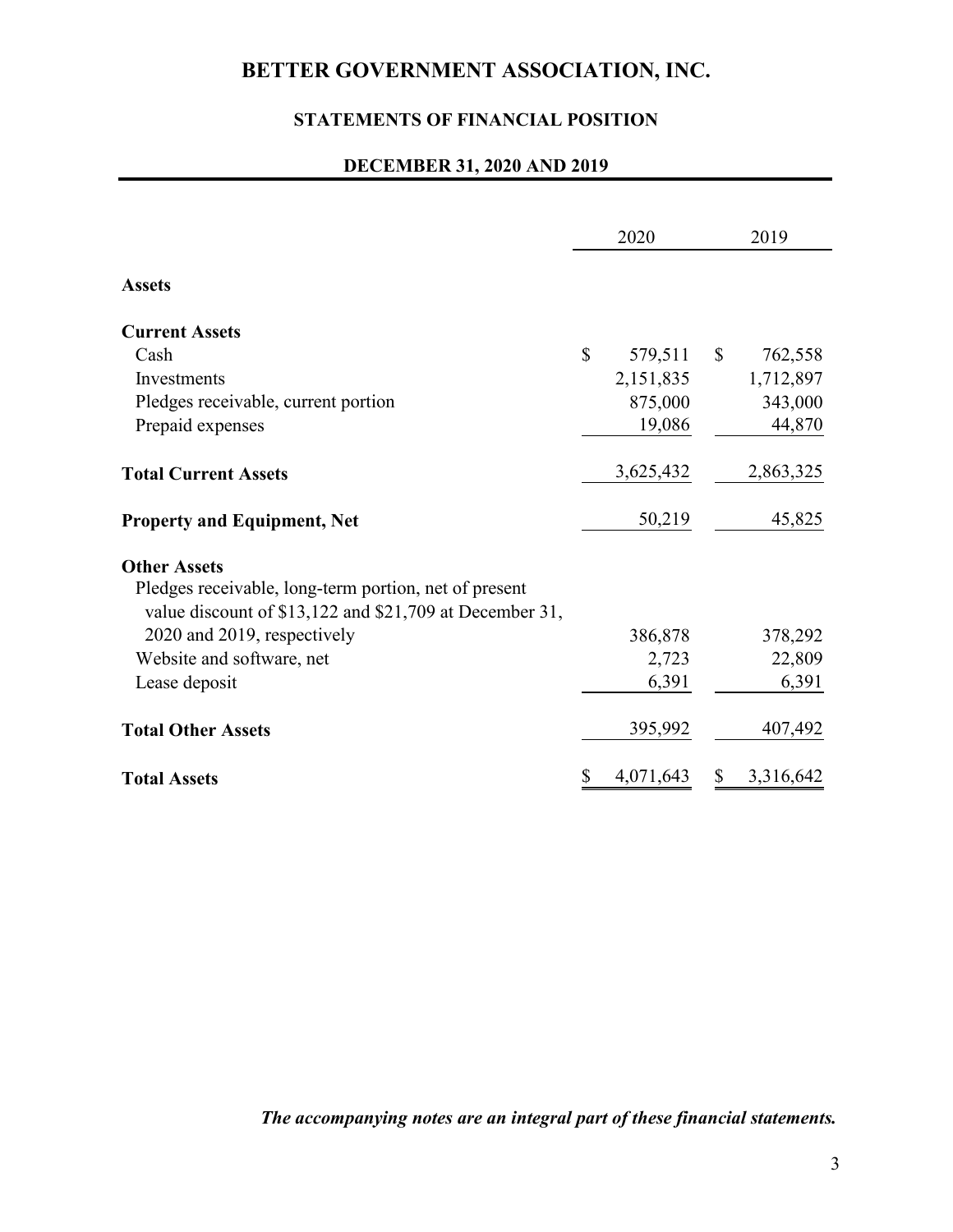# BETTER GOVERNMENT ASSOCIATION, INC.

## STATEMENTS OF FINANCIAL POSITION

### DECEMBER 31, 2020 AND 2019

| | 2020 | 2019 |
|---|---|---|
| **Assets** | | |
| **Current Assets** | | |
| Cash | $ 579,511 | $ 762,558 |
| Investments | 2,151,835 | 1,712,897 |
| Pledges receivable, current portion | 875,000 | 343,000 |
| Prepaid expenses | 19,086 | 44,870 |
| **Total Current Assets** | 3,625,432 | 2,863,325 |
| **Property and Equipment, Net** | 50,219 | 45,825 |
| **Other Assets** | | |
| Pledges receivable, long-term portion, net of present value discount of $13,122 and $21,709 at December 31, 2020 and 2019, respectively | 386,878 | 378,292 |
| Website and software, net | 2,723 | 22,809 |
| Lease deposit | 6,391 | 6,391 |
| **Total Other Assets** | 395,992 | 407,492 |
| **Total Assets** | $ 4,071,643 | $ 3,316,642 |

***The accompanying notes are an integral part of these financial statements.***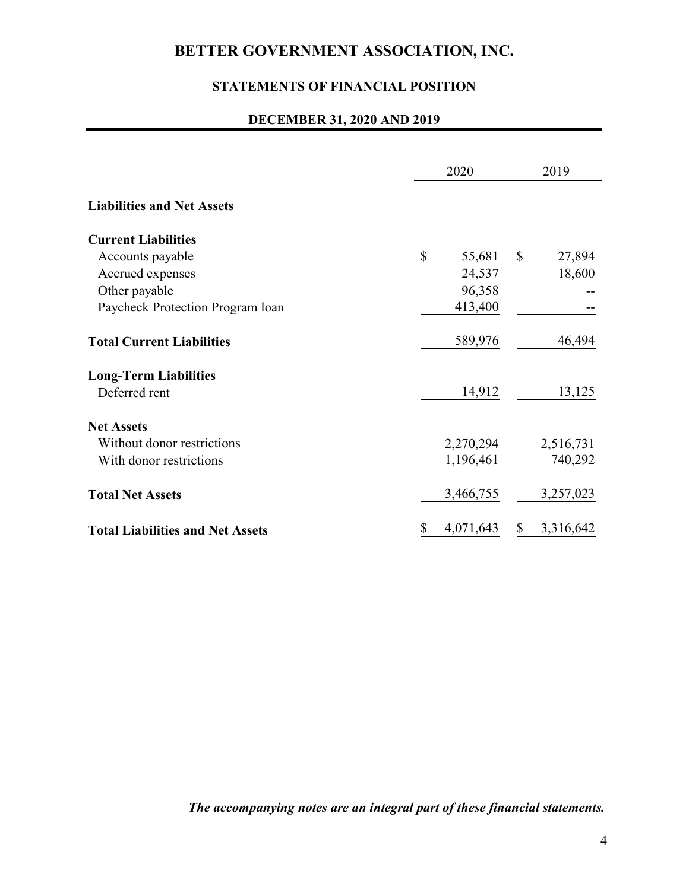# BETTER GOVERNMENT ASSOCIATION, INC.

## STATEMENTS OF FINANCIAL POSITION

### DECEMBER 31, 2020 AND 2019

| | 2020 | 2019 |
|---|---|---|
| **Liabilities and Net Assets** | | |
| **Current Liabilities** | | |
| Accounts payable | $ 55,681 | $ 27,894 |
| Accrued expenses | 24,537 | 18,600 |
| Other payable | 96,358 | -- |
| Paycheck Protection Program loan | 413,400 | -- |
| **Total Current Liabilities** | 589,976 | 46,494 |
| **Long-Term Liabilities** | | |
| Deferred rent | 14,912 | 13,125 |
| **Net Assets** | | |
| Without donor restrictions | 2,270,294 | 2,516,731 |
| With donor restrictions | 1,196,461 | 740,292 |
| **Total Net Assets** | 3,466,755 | 3,257,023 |
| **Total Liabilities and Net Assets** | $ 4,071,643 | $ 3,316,642 |

***The accompanying notes are an integral part of these financial statements.***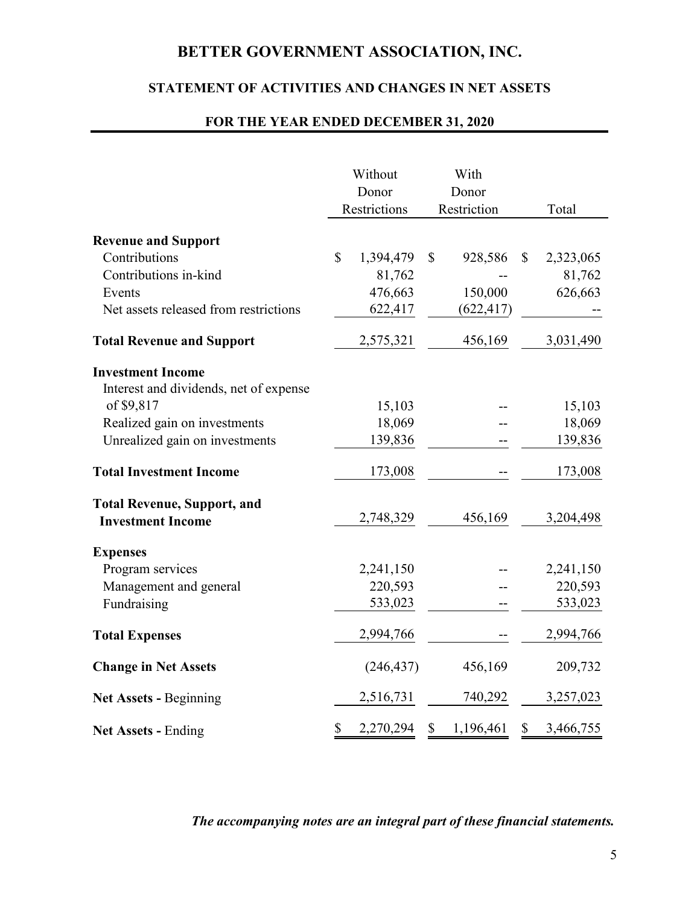# BETTER GOVERNMENT ASSOCIATION, INC.

## STATEMENT OF ACTIVITIES AND CHANGES IN NET ASSETS

### FOR THE YEAR ENDED DECEMBER 31, 2020

| | Without Donor Restrictions | With Donor Restriction | Total |
|---|---|---|---|
| **Revenue and Support** | | | |
| Contributions | $ 1,394,479 | $ 928,586 | $ 2,323,065 |
| Contributions in-kind | 81,762 | -- | 81,762 |
| Events | 476,663 | 150,000 | 626,663 |
| Net assets released from restrictions | 622,417 | (622,417) | -- |
| **Total Revenue and Support** | 2,575,321 | 456,169 | 3,031,490 |
| **Investment Income** | | | |
| Interest and dividends, net of expense of $9,817 | 15,103 | -- | 15,103 |
| Realized gain on investments | 18,069 | -- | 18,069 |
| Unrealized gain on investments | 139,836 | -- | 139,836 |
| **Total Investment Income** | 173,008 | -- | 173,008 |
| **Total Revenue, Support, and Investment Income** | 2,748,329 | 456,169 | 3,204,498 |
| **Expenses** | | | |
| Program services | 2,241,150 | -- | 2,241,150 |
| Management and general | 220,593 | -- | 220,593 |
| Fundraising | 533,023 | -- | 533,023 |
| **Total Expenses** | 2,994,766 | -- | 2,994,766 |
| **Change in Net Assets** | (246,437) | 456,169 | 209,732 |
| **Net Assets -** Beginning | 2,516,731 | 740,292 | 3,257,023 |
| **Net Assets -** Ending | $ 2,270,294 | $ 1,196,461 | $ 3,466,755 |

***The accompanying notes are an integral part of these financial statements.***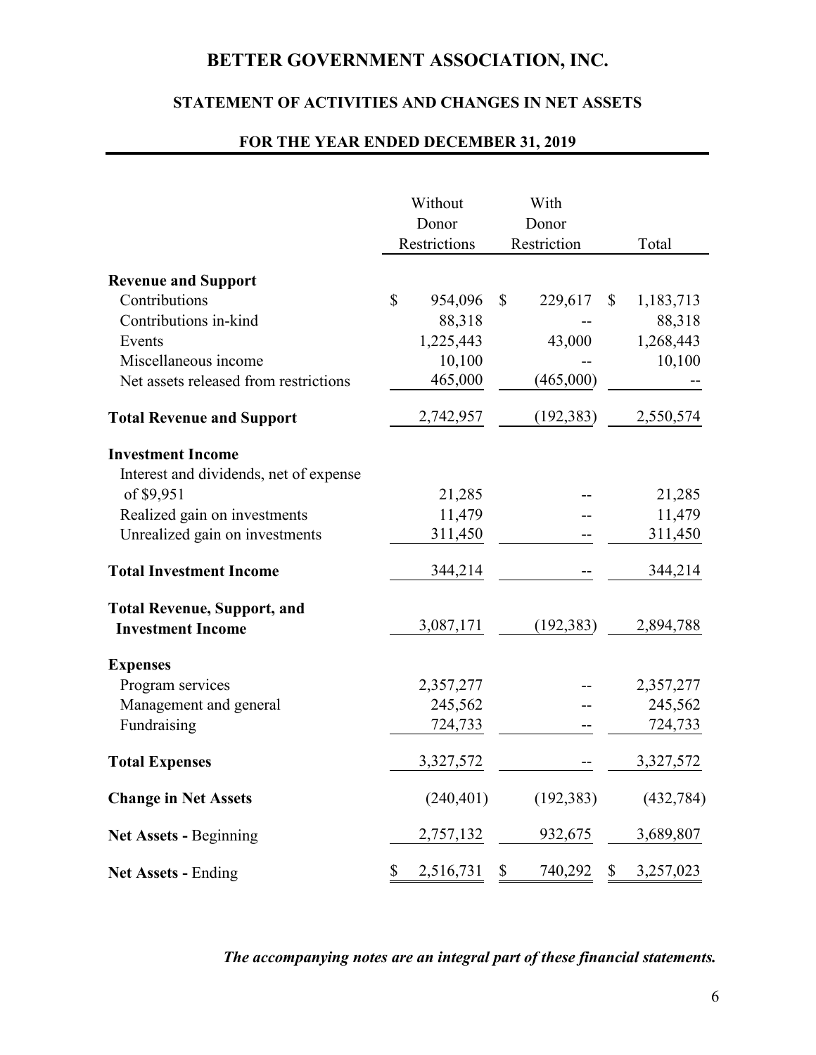# BETTER GOVERNMENT ASSOCIATION, INC.

## STATEMENT OF ACTIVITIES AND CHANGES IN NET ASSETS

### FOR THE YEAR ENDED DECEMBER 31, 2019

| | Without Donor Restrictions | With Donor Restriction | Total |
|---|---|---|---|
| **Revenue and Support** | | | |
| Contributions | $ 954,096 | $ 229,617 | $ 1,183,713 |
| Contributions in-kind | 88,318 | -- | 88,318 |
| Events | 1,225,443 | 43,000 | 1,268,443 |
| Miscellaneous income | 10,100 | -- | 10,100 |
| Net assets released from restrictions | 465,000 | (465,000) | -- |
| **Total Revenue and Support** | 2,742,957 | (192,383) | 2,550,574 |
| **Investment Income** | | | |
| Interest and dividends, net of expense of $9,951 | 21,285 | -- | 21,285 |
| Realized gain on investments | 11,479 | -- | 11,479 |
| Unrealized gain on investments | 311,450 | -- | 311,450 |
| **Total Investment Income** | 344,214 | -- | 344,214 |
| **Total Revenue, Support, and Investment Income** | 3,087,171 | (192,383) | 2,894,788 |
| **Expenses** | | | |
| Program services | 2,357,277 | -- | 2,357,277 |
| Management and general | 245,562 | -- | 245,562 |
| Fundraising | 724,733 | -- | 724,733 |
| **Total Expenses** | 3,327,572 | -- | 3,327,572 |
| **Change in Net Assets** | (240,401) | (192,383) | (432,784) |
| **Net Assets -** Beginning | 2,757,132 | 932,675 | 3,689,807 |
| **Net Assets -** Ending | $ 2,516,731 | $ 740,292 | $ 3,257,023 |

*The accompanying notes are an integral part of these financial statements.*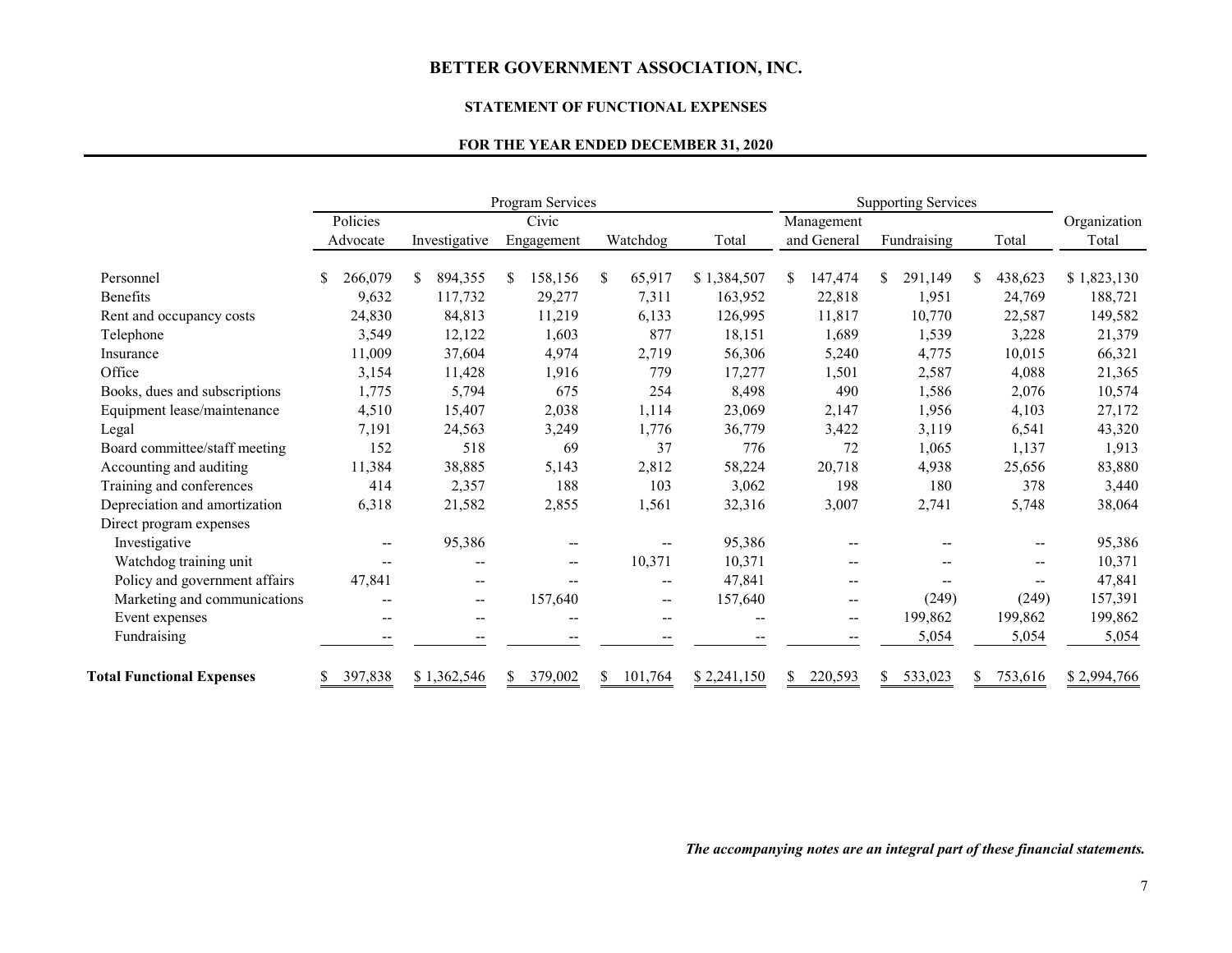# BETTER GOVERNMENT ASSOCIATION, INC.

## STATEMENT OF FUNCTIONAL EXPENSES

### FOR THE YEAR ENDED DECEMBER 31, 2020

| | Program Services | | | | | Supporting Services | | | |
|---|---|---|---|---|---|---|---|---|---|
| | Policies Advocate | Investigative | Civic Engagement | Watchdog | Total | Management and General | Fundraising | Total | Organization Total |
| Personnel | $ 266,079 | $ 894,355 | $ 158,156 | $ 65,917 | $ 1,384,507 | $ 147,474 | $ 291,149 | $ 438,623 | $ 1,823,130 |
| Benefits | 9,632 | 117,732 | 29,277 | 7,311 | 163,952 | 22,818 | 1,951 | 24,769 | 188,721 |
| Rent and occupancy costs | 24,830 | 84,813 | 11,219 | 6,133 | 126,995 | 11,817 | 10,770 | 22,587 | 149,582 |
| Telephone | 3,549 | 12,122 | 1,603 | 877 | 18,151 | 1,689 | 1,539 | 3,228 | 21,379 |
| Insurance | 11,009 | 37,604 | 4,974 | 2,719 | 56,306 | 5,240 | 4,775 | 10,015 | 66,321 |
| Office | 3,154 | 11,428 | 1,916 | 779 | 17,277 | 1,501 | 2,587 | 4,088 | 21,365 |
| Books, dues and subscriptions | 1,775 | 5,794 | 675 | 254 | 8,498 | 490 | 1,586 | 2,076 | 10,574 |
| Equipment lease/maintenance | 4,510 | 15,407 | 2,038 | 1,114 | 23,069 | 2,147 | 1,956 | 4,103 | 27,172 |
| Legal | 7,191 | 24,563 | 3,249 | 1,776 | 36,779 | 3,422 | 3,119 | 6,541 | 43,320 |
| Board committee/staff meeting | 152 | 518 | 69 | 37 | 776 | 72 | 1,065 | 1,137 | 1,913 |
| Accounting and auditing | 11,384 | 38,885 | 5,143 | 2,812 | 58,224 | 20,718 | 4,938 | 25,656 | 83,880 |
| Training and conferences | 414 | 2,357 | 188 | 103 | 3,062 | 198 | 180 | 378 | 3,440 |
| Depreciation and amortization | 6,318 | 21,582 | 2,855 | 1,561 | 32,316 | 3,007 | 2,741 | 5,748 | 38,064 |
| Direct program expenses | | | | | | | | | |
| Investigative | -- | 95,386 | -- | -- | 95,386 | -- | -- | -- | 95,386 |
| Watchdog training unit | -- | -- | -- | 10,371 | 10,371 | -- | -- | -- | 10,371 |
| Policy and government affairs | 47,841 | -- | -- | -- | 47,841 | -- | -- | -- | 47,841 |
| Marketing and communications | -- | -- | 157,640 | -- | 157,640 | -- | (249) | (249) | 157,391 |
| Event expenses | -- | -- | -- | -- | -- | -- | 199,862 | 199,862 | 199,862 |
| Fundraising | -- | -- | -- | -- | -- | -- | 5,054 | 5,054 | 5,054 |
| **Total Functional Expenses** | $ 397,838 | $ 1,362,546 | $ 379,002 | $ 101,764 | $ 2,241,150 | $ 220,593 | $ 533,023 | $ 753,616 | $ 2,994,766 |

***The accompanying notes are an integral part of these financial statements.***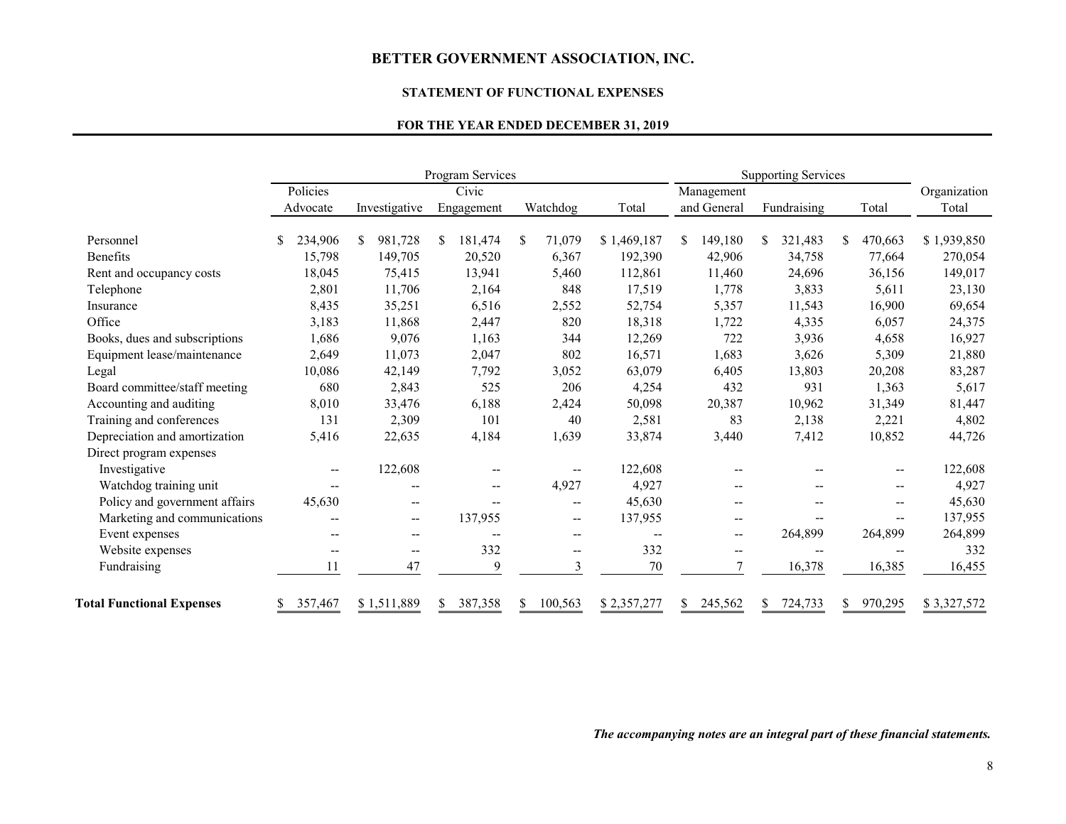# BETTER GOVERNMENT ASSOCIATION, INC.

## STATEMENT OF FUNCTIONAL EXPENSES

### FOR THE YEAR ENDED DECEMBER 31, 2019

| | Program Services | | | | | Supporting Services | | | |
|---|---|---|---|---|---|---|---|---|---|
| | Policies Advocate | Investigative | Civic Engagement | Watchdog | Total | Management and General | Fundraising | Total | Organization Total |
| Personnel | $ 234,906 | $ 981,728 | $ 181,474 | $ 71,079 | $ 1,469,187 | $ 149,180 | $ 321,483 | $ 470,663 | $ 1,939,850 |
| Benefits | 15,798 | 149,705 | 20,520 | 6,367 | 192,390 | 42,906 | 34,758 | 77,664 | 270,054 |
| Rent and occupancy costs | 18,045 | 75,415 | 13,941 | 5,460 | 112,861 | 11,460 | 24,696 | 36,156 | 149,017 |
| Telephone | 2,801 | 11,706 | 2,164 | 848 | 17,519 | 1,778 | 3,833 | 5,611 | 23,130 |
| Insurance | 8,435 | 35,251 | 6,516 | 2,552 | 52,754 | 5,357 | 11,543 | 16,900 | 69,654 |
| Office | 3,183 | 11,868 | 2,447 | 820 | 18,318 | 1,722 | 4,335 | 6,057 | 24,375 |
| Books, dues and subscriptions | 1,686 | 9,076 | 1,163 | 344 | 12,269 | 722 | 3,936 | 4,658 | 16,927 |
| Equipment lease/maintenance | 2,649 | 11,073 | 2,047 | 802 | 16,571 | 1,683 | 3,626 | 5,309 | 21,880 |
| Legal | 10,086 | 42,149 | 7,792 | 3,052 | 63,079 | 6,405 | 13,803 | 20,208 | 83,287 |
| Board committee/staff meeting | 680 | 2,843 | 525 | 206 | 4,254 | 432 | 931 | 1,363 | 5,617 |
| Accounting and auditing | 8,010 | 33,476 | 6,188 | 2,424 | 50,098 | 20,387 | 10,962 | 31,349 | 81,447 |
| Training and conferences | 131 | 2,309 | 101 | 40 | 2,581 | 83 | 2,138 | 2,221 | 4,802 |
| Depreciation and amortization | 5,416 | 22,635 | 4,184 | 1,639 | 33,874 | 3,440 | 7,412 | 10,852 | 44,726 |
| Direct program expenses | | | | | | | | | |
| Investigative | -- | 122,608 | -- | -- | 122,608 | -- | -- | -- | 122,608 |
| Watchdog training unit | -- | -- | -- | 4,927 | 4,927 | -- | -- | -- | 4,927 |
| Policy and government affairs | 45,630 | -- | -- | -- | 45,630 | -- | -- | -- | 45,630 |
| Marketing and communications | -- | -- | 137,955 | -- | 137,955 | -- | -- | -- | 137,955 |
| Event expenses | -- | -- | -- | -- | -- | -- | 264,899 | 264,899 | 264,899 |
| Website expenses | -- | -- | 332 | -- | 332 | -- | -- | -- | 332 |
| Fundraising | 11 | 47 | 9 | 3 | 70 | 7 | 16,378 | 16,385 | 16,455 |
| **Total Functional Expenses** | $ 357,467 | $ 1,511,889 | $ 387,358 | $ 100,563 | $ 2,357,277 | $ 245,562 | $ 724,733 | $ 970,295 | $ 3,327,572 |

***The accompanying notes are an integral part of these financial statements.***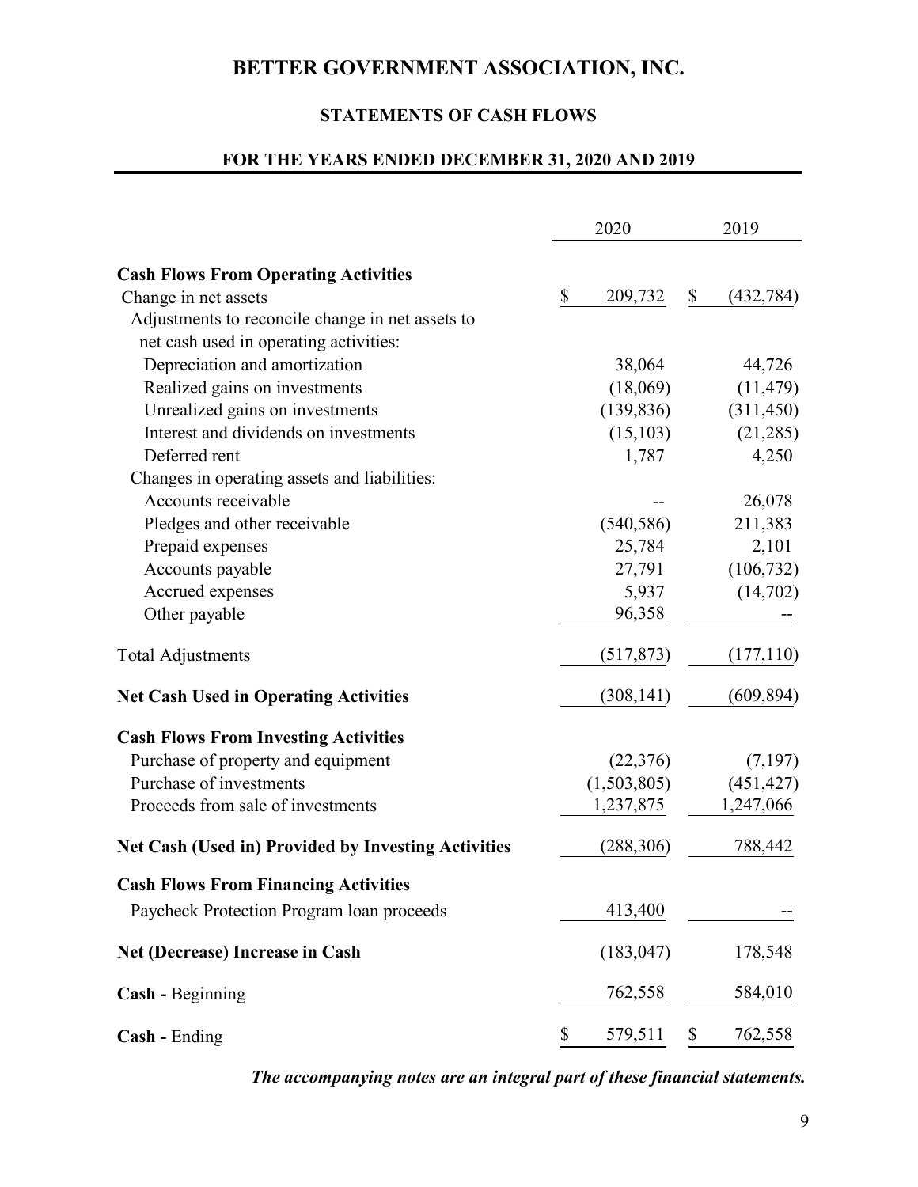# BETTER GOVERNMENT ASSOCIATION, INC.

## STATEMENTS OF CASH FLOWS

### FOR THE YEARS ENDED DECEMBER 31, 2020 AND 2019

| | 2020 | 2019 |
|---|---|---|
| **Cash Flows From Operating Activities** | | |
| Change in net assets | $ 209,732 | $ (432,784) |
| Adjustments to reconcile change in net assets to net cash used in operating activities: | | |
| Depreciation and amortization | 38,064 | 44,726 |
| Realized gains on investments | (18,069) | (11,479) |
| Unrealized gains on investments | (139,836) | (311,450) |
| Interest and dividends on investments | (15,103) | (21,285) |
| Deferred rent | 1,787 | 4,250 |
| Changes in operating assets and liabilities: | | |
| Accounts receivable | -- | 26,078 |
| Pledges and other receivable | (540,586) | 211,383 |
| Prepaid expenses | 25,784 | 2,101 |
| Accounts payable | 27,791 | (106,732) |
| Accrued expenses | 5,937 | (14,702) |
| Other payable | 96,358 | -- |
| Total Adjustments | (517,873) | (177,110) |
| **Net Cash Used in Operating Activities** | (308,141) | (609,894) |
| **Cash Flows From Investing Activities** | | |
| Purchase of property and equipment | (22,376) | (7,197) |
| Purchase of investments | (1,503,805) | (451,427) |
| Proceeds from sale of investments | 1,237,875 | 1,247,066 |
| **Net Cash (Used in) Provided by Investing Activities** | (288,306) | 788,442 |
| **Cash Flows From Financing Activities** | | |
| Paycheck Protection Program loan proceeds | 413,400 | -- |
| **Net (Decrease) Increase in Cash** | (183,047) | 178,548 |
| **Cash -** Beginning | 762,558 | 584,010 |
| **Cash -** Ending | $ 579,511 | $ 762,558 |

***The accompanying notes are an integral part of these financial statements.***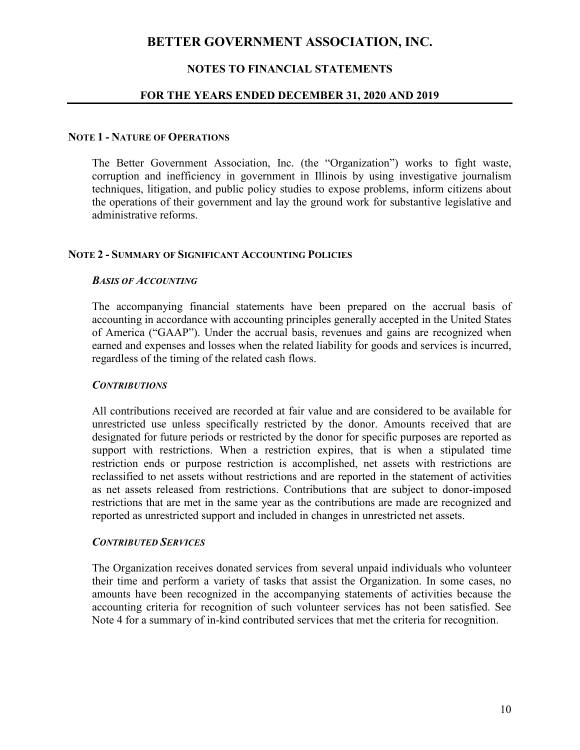# BETTER GOVERNMENT ASSOCIATION, INC.

## NOTES TO FINANCIAL STATEMENTS

## FOR THE YEARS ENDED DECEMBER 31, 2020 AND 2019

### NOTE 1 - NATURE OF OPERATIONS

The Better Government Association, Inc. (the "Organization") works to fight waste, corruption and inefficiency in government in Illinois by using investigative journalism techniques, litigation, and public policy studies to expose problems, inform citizens about the operations of their government and lay the ground work for substantive legislative and administrative reforms.

### NOTE 2 - SUMMARY OF SIGNIFICANT ACCOUNTING POLICIES

***BASIS OF ACCOUNTING***

The accompanying financial statements have been prepared on the accrual basis of accounting in accordance with accounting principles generally accepted in the United States of America ("GAAP"). Under the accrual basis, revenues and gains are recognized when earned and expenses and losses when the related liability for goods and services is incurred, regardless of the timing of the related cash flows.

***CONTRIBUTIONS***

All contributions received are recorded at fair value and are considered to be available for unrestricted use unless specifically restricted by the donor. Amounts received that are designated for future periods or restricted by the donor for specific purposes are reported as support with restrictions. When a restriction expires, that is when a stipulated time restriction ends or purpose restriction is accomplished, net assets with restrictions are reclassified to net assets without restrictions and are reported in the statement of activities as net assets released from restrictions. Contributions that are subject to donor-imposed restrictions that are met in the same year as the contributions are made are recognized and reported as unrestricted support and included in changes in unrestricted net assets.

***CONTRIBUTED SERVICES***

The Organization receives donated services from several unpaid individuals who volunteer their time and perform a variety of tasks that assist the Organization. In some cases, no amounts have been recognized in the accompanying statements of activities because the accounting criteria for recognition of such volunteer services has not been satisfied. See Note 4 for a summary of in-kind contributed services that met the criteria for recognition.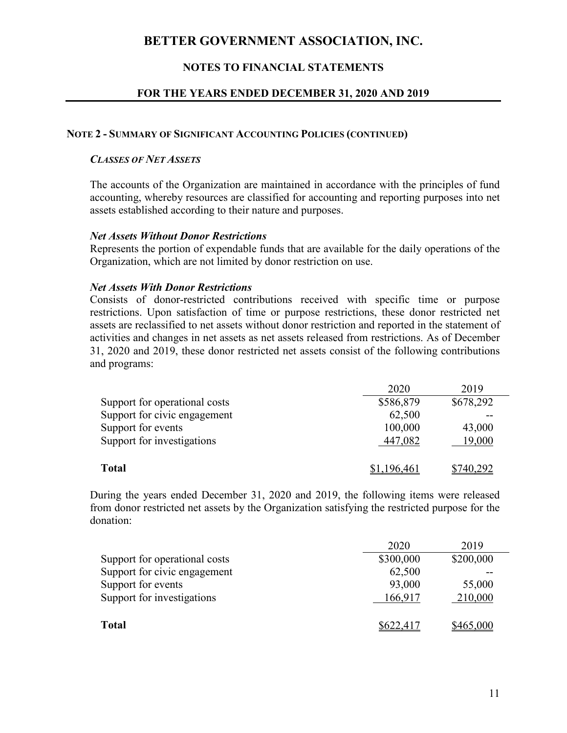# BETTER GOVERNMENT ASSOCIATION, INC.

## NOTES TO FINANCIAL STATEMENTS

## FOR THE YEARS ENDED DECEMBER 31, 2020 AND 2019

**NOTE 2 - SUMMARY OF SIGNIFICANT ACCOUNTING POLICIES (CONTINUED)**

***CLASSES OF NET ASSETS***

The accounts of the Organization are maintained in accordance with the principles of fund accounting, whereby resources are classified for accounting and reporting purposes into net assets established according to their nature and purposes.

***Net Assets Without Donor Restrictions***
Represents the portion of expendable funds that are available for the daily operations of the Organization, which are not limited by donor restriction on use.

***Net Assets With Donor Restrictions***
Consists of donor-restricted contributions received with specific time or purpose restrictions. Upon satisfaction of time or purpose restrictions, these donor restricted net assets are reclassified to net assets without donor restriction and reported in the statement of activities and changes in net assets as net assets released from restrictions. As of December 31, 2020 and 2019, these donor restricted net assets consist of the following contributions and programs:

| | 2020 | 2019 |
|---|---|---|
| Support for operational costs | $586,879 | $678,292 |
| Support for civic engagement | 62,500 | -- |
| Support for events | 100,000 | 43,000 |
| Support for investigations | 447,082 | 19,000 |
| **Total** | $1,196,461 | $740,292 |

During the years ended December 31, 2020 and 2019, the following items were released from donor restricted net assets by the Organization satisfying the restricted purpose for the donation:

| | 2020 | 2019 |
|---|---|---|
| Support for operational costs | $300,000 | $200,000 |
| Support for civic engagement | 62,500 | -- |
| Support for events | 93,000 | 55,000 |
| Support for investigations | 166,917 | 210,000 |
| **Total** | $622,417 | $465,000 |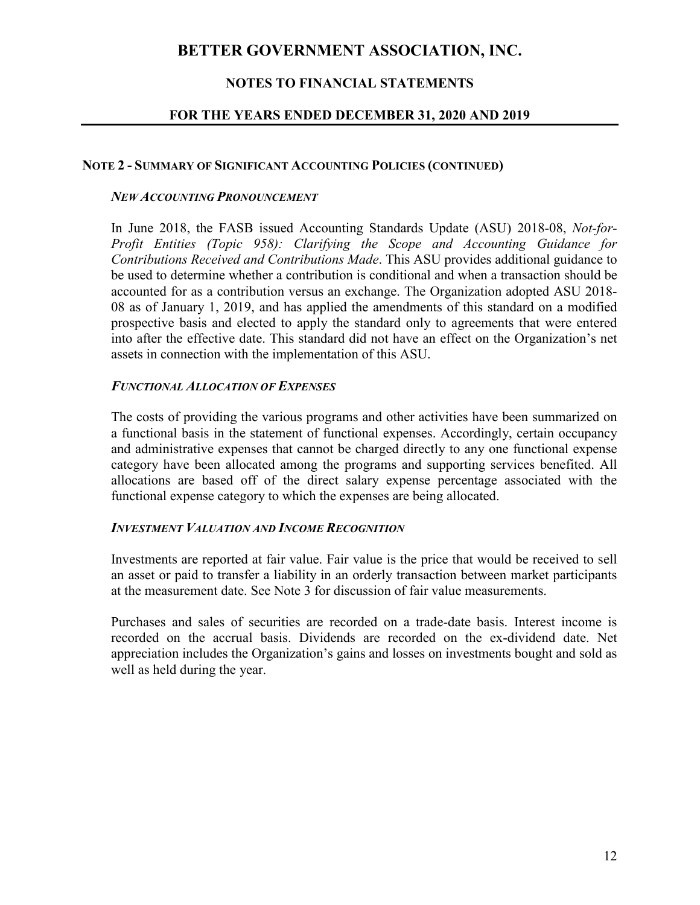## NOTE 2 - SUMMARY OF SIGNIFICANT ACCOUNTING POLICIES (CONTINUED)

### *NEW ACCOUNTING PRONOUNCEMENT*

In June 2018, the FASB issued Accounting Standards Update (ASU) 2018-08, *Not-for-Profit Entities (Topic 958): Clarifying the Scope and Accounting Guidance for Contributions Received and Contributions Made*. This ASU provides additional guidance to be used to determine whether a contribution is conditional and when a transaction should be accounted for as a contribution versus an exchange. The Organization adopted ASU 2018-08 as of January 1, 2019, and has applied the amendments of this standard on a modified prospective basis and elected to apply the standard only to agreements that were entered into after the effective date. This standard did not have an effect on the Organization's net assets in connection with the implementation of this ASU.

### *FUNCTIONAL ALLOCATION OF EXPENSES*

The costs of providing the various programs and other activities have been summarized on a functional basis in the statement of functional expenses. Accordingly, certain occupancy and administrative expenses that cannot be charged directly to any one functional expense category have been allocated among the programs and supporting services benefited. All allocations are based off of the direct salary expense percentage associated with the functional expense category to which the expenses are being allocated.

### *INVESTMENT VALUATION AND INCOME RECOGNITION*

Investments are reported at fair value. Fair value is the price that would be received to sell an asset or paid to transfer a liability in an orderly transaction between market participants at the measurement date. See Note 3 for discussion of fair value measurements.

Purchases and sales of securities are recorded on a trade-date basis. Interest income is recorded on the accrual basis. Dividends are recorded on the ex-dividend date. Net appreciation includes the Organization's gains and losses on investments bought and sold as well as held during the year.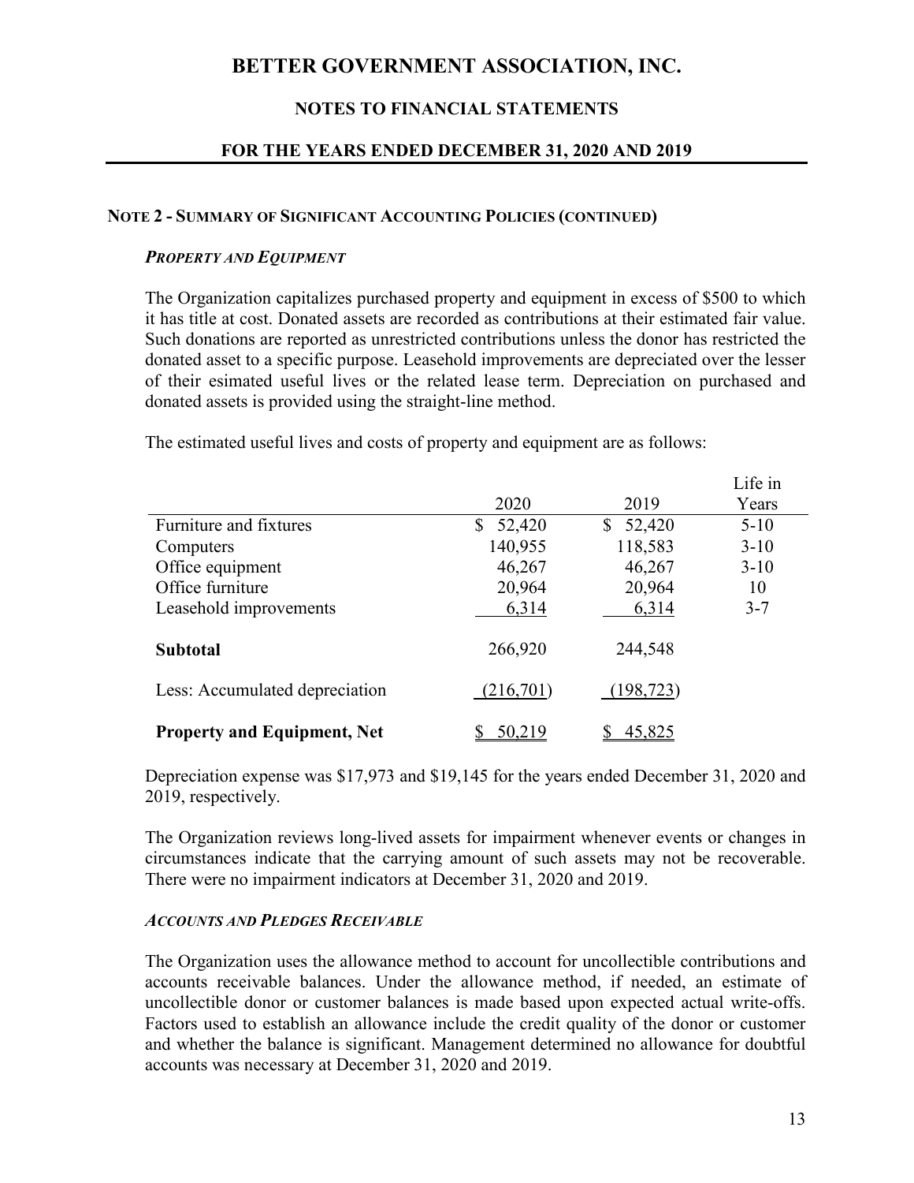## NOTE 2 - SUMMARY OF SIGNIFICANT ACCOUNTING POLICIES (CONTINUED)

### *PROPERTY AND EQUIPMENT*

The Organization capitalizes purchased property and equipment in excess of $500 to which it has title at cost. Donated assets are recorded as contributions at their estimated fair value. Such donations are reported as unrestricted contributions unless the donor has restricted the donated asset to a specific purpose. Leasehold improvements are depreciated over the lesser of their esimated useful lives or the related lease term. Depreciation on purchased and donated assets is provided using the straight-line method.

The estimated useful lives and costs of property and equipment are as follows:

| | 2020 | 2019 | Life in Years |
|---|---|---|---|
| Furniture and fixtures | $ 52,420 | $ 52,420 | 5-10 |
| Computers | 140,955 | 118,583 | 3-10 |
| Office equipment | 46,267 | 46,267 | 3-10 |
| Office furniture | 20,964 | 20,964 | 10 |
| Leasehold improvements | 6,314 | 6,314 | 3-7 |
| **Subtotal** | 266,920 | 244,548 | |
| Less: Accumulated depreciation | (216,701) | (198,723) | |
| **Property and Equipment, Net** | $ 50,219 | $ 45,825 | |

Depreciation expense was $17,973 and $19,145 for the years ended December 31, 2020 and 2019, respectively.

The Organization reviews long-lived assets for impairment whenever events or changes in circumstances indicate that the carrying amount of such assets may not be recoverable. There were no impairment indicators at December 31, 2020 and 2019.

### *ACCOUNTS AND PLEDGES RECEIVABLE*

The Organization uses the allowance method to account for uncollectible contributions and accounts receivable balances. Under the allowance method, if needed, an estimate of uncollectible donor or customer balances is made based upon expected actual write-offs. Factors used to establish an allowance include the credit quality of the donor or customer and whether the balance is significant. Management determined no allowance for doubtful accounts was necessary at December 31, 2020 and 2019.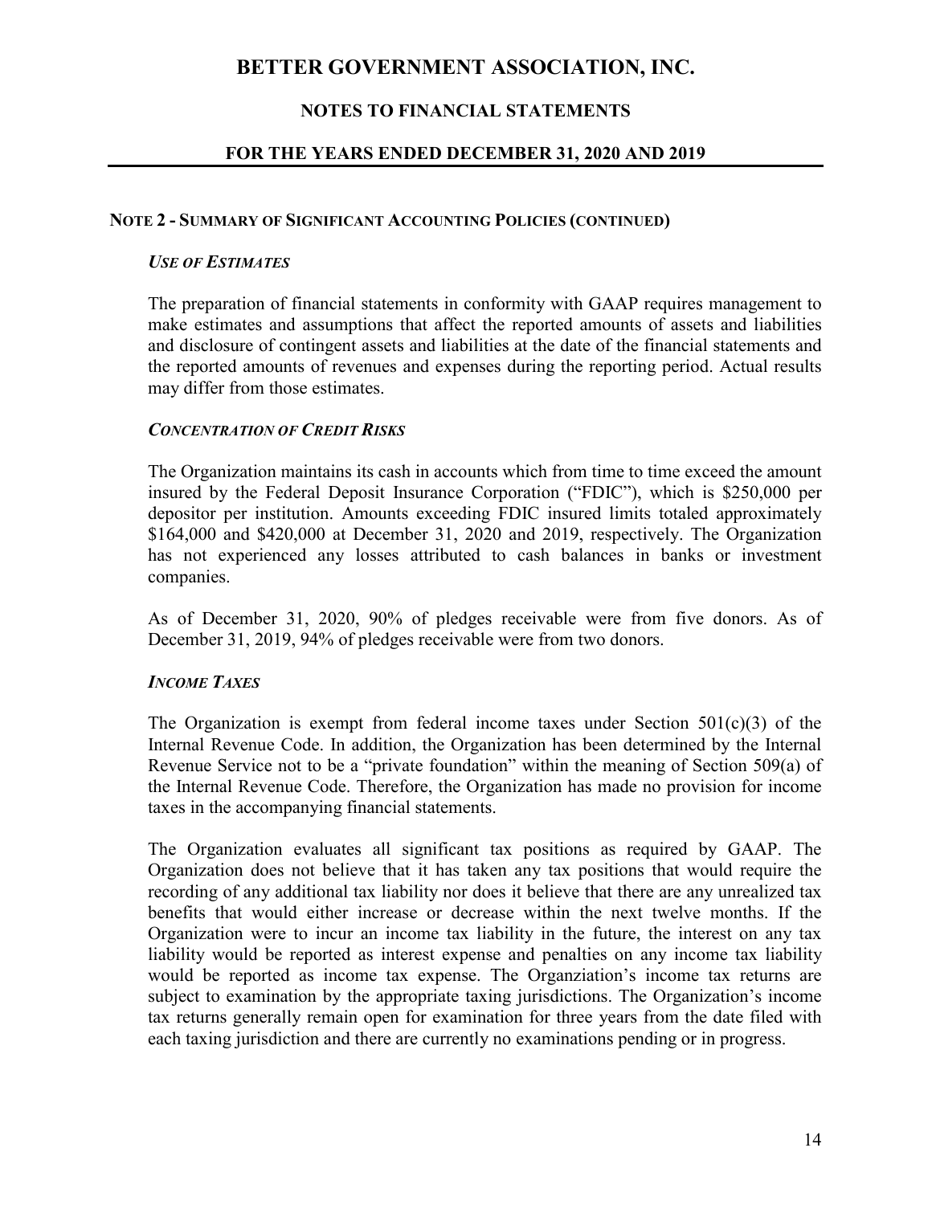# BETTER GOVERNMENT ASSOCIATION, INC.

## NOTES TO FINANCIAL STATEMENTS

## FOR THE YEARS ENDED DECEMBER 31, 2020 AND 2019

### NOTE 2 - SUMMARY OF SIGNIFICANT ACCOUNTING POLICIES (CONTINUED)

#### *USE OF ESTIMATES*

The preparation of financial statements in conformity with GAAP requires management to make estimates and assumptions that affect the reported amounts of assets and liabilities and disclosure of contingent assets and liabilities at the date of the financial statements and the reported amounts of revenues and expenses during the reporting period. Actual results may differ from those estimates.

#### *CONCENTRATION OF CREDIT RISKS*

The Organization maintains its cash in accounts which from time to time exceed the amount insured by the Federal Deposit Insurance Corporation ("FDIC"), which is $250,000 per depositor per institution. Amounts exceeding FDIC insured limits totaled approximately $164,000 and $420,000 at December 31, 2020 and 2019, respectively. The Organization has not experienced any losses attributed to cash balances in banks or investment companies.

As of December 31, 2020, 90% of pledges receivable were from five donors. As of December 31, 2019, 94% of pledges receivable were from two donors.

#### *INCOME TAXES*

The Organization is exempt from federal income taxes under Section 501(c)(3) of the Internal Revenue Code. In addition, the Organization has been determined by the Internal Revenue Service not to be a "private foundation" within the meaning of Section 509(a) of the Internal Revenue Code. Therefore, the Organization has made no provision for income taxes in the accompanying financial statements.

The Organization evaluates all significant tax positions as required by GAAP. The Organization does not believe that it has taken any tax positions that would require the recording of any additional tax liability nor does it believe that there are any unrealized tax benefits that would either increase or decrease within the next twelve months. If the Organization were to incur an income tax liability in the future, the interest on any tax liability would be reported as interest expense and penalties on any income tax liability would be reported as income tax expense. The Organziation's income tax returns are subject to examination by the appropriate taxing jurisdictions. The Organization's income tax returns generally remain open for examination for three years from the date filed with each taxing jurisdiction and there are currently no examinations pending or in progress.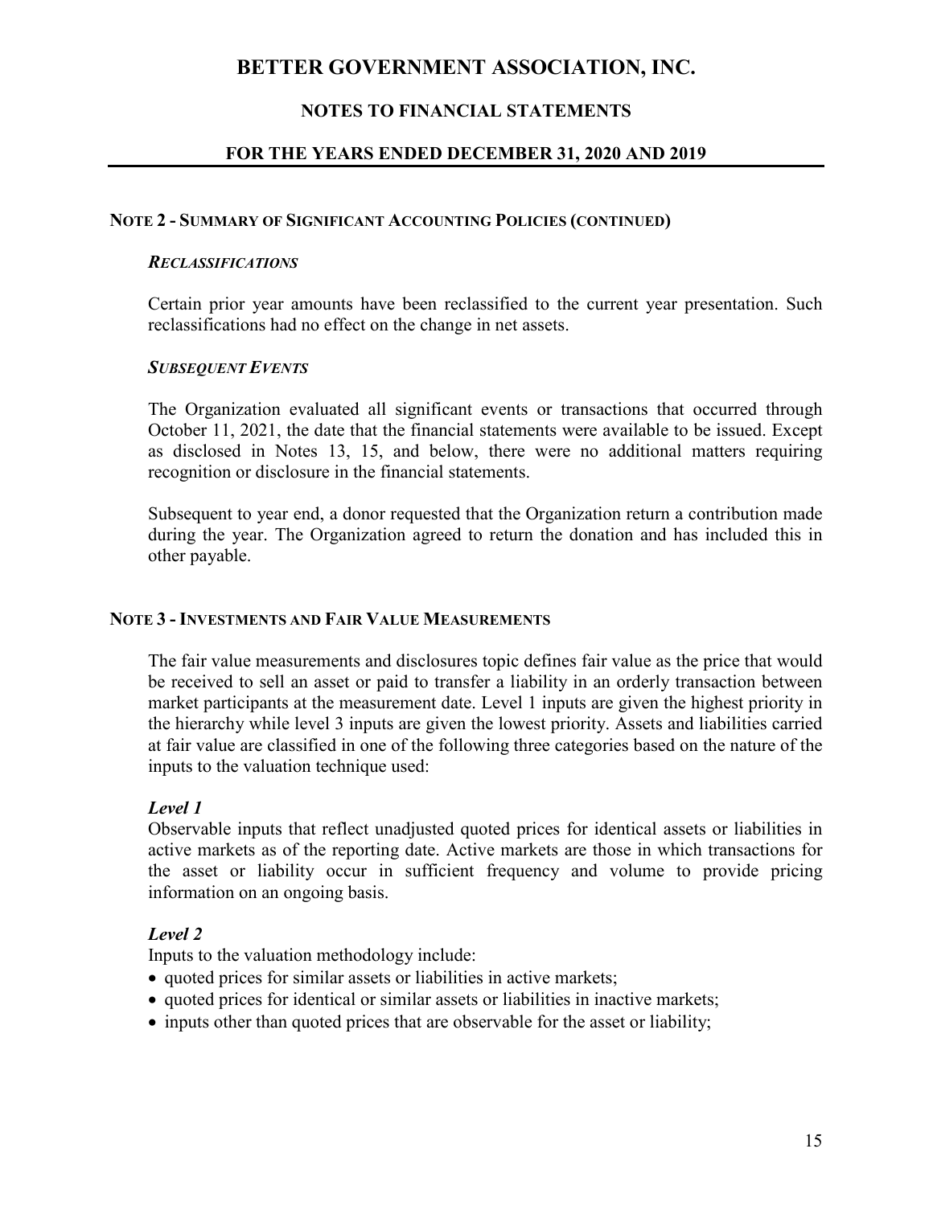### NOTE 2 - SUMMARY OF SIGNIFICANT ACCOUNTING POLICIES (CONTINUED)

***RECLASSIFICATIONS***

Certain prior year amounts have been reclassified to the current year presentation. Such reclassifications had no effect on the change in net assets.

***SUBSEQUENT EVENTS***

The Organization evaluated all significant events or transactions that occurred through October 11, 2021, the date that the financial statements were available to be issued. Except as disclosed in Notes 13, 15, and below, there were no additional matters requiring recognition or disclosure in the financial statements.

Subsequent to year end, a donor requested that the Organization return a contribution made during the year. The Organization agreed to return the donation and has included this in other payable.

### NOTE 3 - INVESTMENTS AND FAIR VALUE MEASUREMENTS

The fair value measurements and disclosures topic defines fair value as the price that would be received to sell an asset or paid to transfer a liability in an orderly transaction between market participants at the measurement date. Level 1 inputs are given the highest priority in the hierarchy while level 3 inputs are given the lowest priority. Assets and liabilities carried at fair value are classified in one of the following three categories based on the nature of the inputs to the valuation technique used:

***Level 1***
Observable inputs that reflect unadjusted quoted prices for identical assets or liabilities in active markets as of the reporting date. Active markets are those in which transactions for the asset or liability occur in sufficient frequency and volume to provide pricing information on an ongoing basis.

***Level 2***
Inputs to the valuation methodology include:

- quoted prices for similar assets or liabilities in active markets;
- quoted prices for identical or similar assets or liabilities in inactive markets;
- inputs other than quoted prices that are observable for the asset or liability;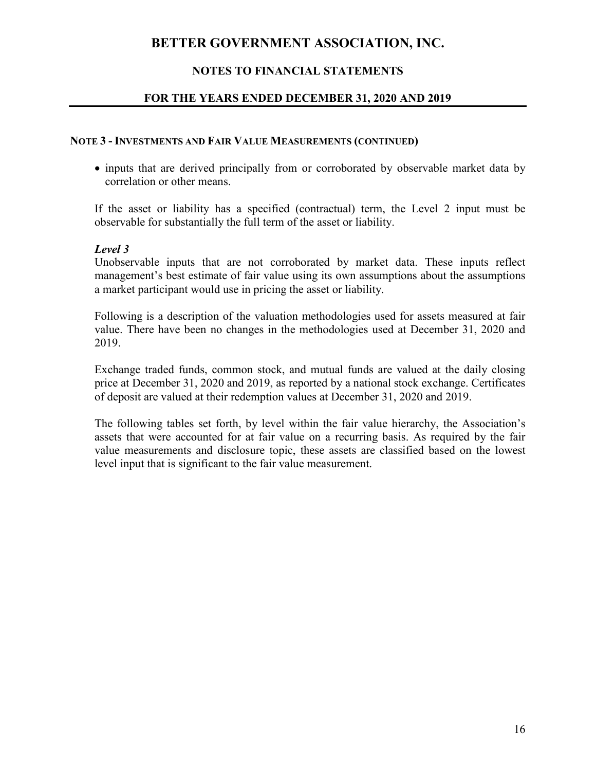### NOTE 3 - INVESTMENTS AND FAIR VALUE MEASUREMENTS (CONTINUED)

- inputs that are derived principally from or corroborated by observable market data by correlation or other means.

If the asset or liability has a specified (contractual) term, the Level 2 input must be observable for substantially the full term of the asset or liability.

***Level 3***
Unobservable inputs that are not corroborated by market data. These inputs reflect management's best estimate of fair value using its own assumptions about the assumptions a market participant would use in pricing the asset or liability.

Following is a description of the valuation methodologies used for assets measured at fair value. There have been no changes in the methodologies used at December 31, 2020 and 2019.

Exchange traded funds, common stock, and mutual funds are valued at the daily closing price at December 31, 2020 and 2019, as reported by a national stock exchange. Certificates of deposit are valued at their redemption values at December 31, 2020 and 2019.

The following tables set forth, by level within the fair value hierarchy, the Association's assets that were accounted for at fair value on a recurring basis. As required by the fair value measurements and disclosure topic, these assets are classified based on the lowest level input that is significant to the fair value measurement.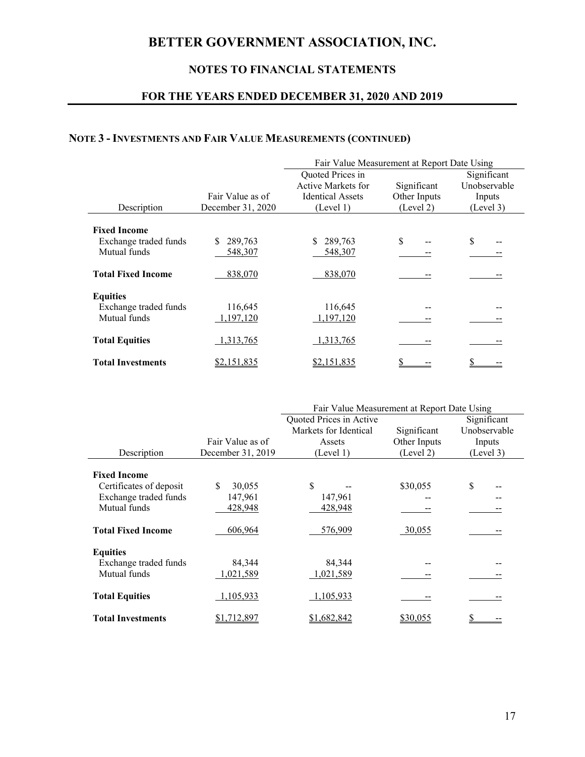# BETTER GOVERNMENT ASSOCIATION, INC.

## NOTES TO FINANCIAL STATEMENTS

## FOR THE YEARS ENDED DECEMBER 31, 2020 AND 2019

### NOTE 3 - INVESTMENTS AND FAIR VALUE MEASUREMENTS (CONTINUED)

| Description | Fair Value as of December 31, 2020 | Fair Value Measurement at Report Date Using: Quoted Prices in Active Markets for Identical Assets (Level 1) | Significant Other Inputs (Level 2) | Significant Unobservable Inputs (Level 3) |
|---|---|---|---|---|
| **Fixed Income** | | | | |
| Exchange traded funds | $ 289,763 | $ 289,763 | $ -- | $ -- |
| Mutual funds | 548,307 | 548,307 | -- | -- |
| **Total Fixed Income** | 838,070 | 838,070 | -- | -- |
| **Equities** | | | | |
| Exchange traded funds | 116,645 | 116,645 | -- | -- |
| Mutual funds | 1,197,120 | 1,197,120 | -- | -- |
| **Total Equities** | 1,313,765 | 1,313,765 | -- | -- |
| **Total Investments** | $2,151,835 | $2,151,835 | $ -- | $ -- |

| Description | Fair Value as of December 31, 2019 | Fair Value Measurement at Report Date Using: Quoted Prices in Active Markets for Identical Assets (Level 1) | Significant Other Inputs (Level 2) | Significant Unobservable Inputs (Level 3) |
|---|---|---|---|---|
| **Fixed Income** | | | | |
| Certificates of deposit | $ 30,055 | $ -- | $30,055 | $ -- |
| Exchange traded funds | 147,961 | 147,961 | -- | -- |
| Mutual funds | 428,948 | 428,948 | -- | -- |
| **Total Fixed Income** | 606,964 | 576,909 | 30,055 | -- |
| **Equities** | | | | |
| Exchange traded funds | 84,344 | 84,344 | -- | -- |
| Mutual funds | 1,021,589 | 1,021,589 | -- | -- |
| **Total Equities** | 1,105,933 | 1,105,933 | -- | -- |
| **Total Investments** | $1,712,897 | $1,682,842 | $30,055 | $ -- |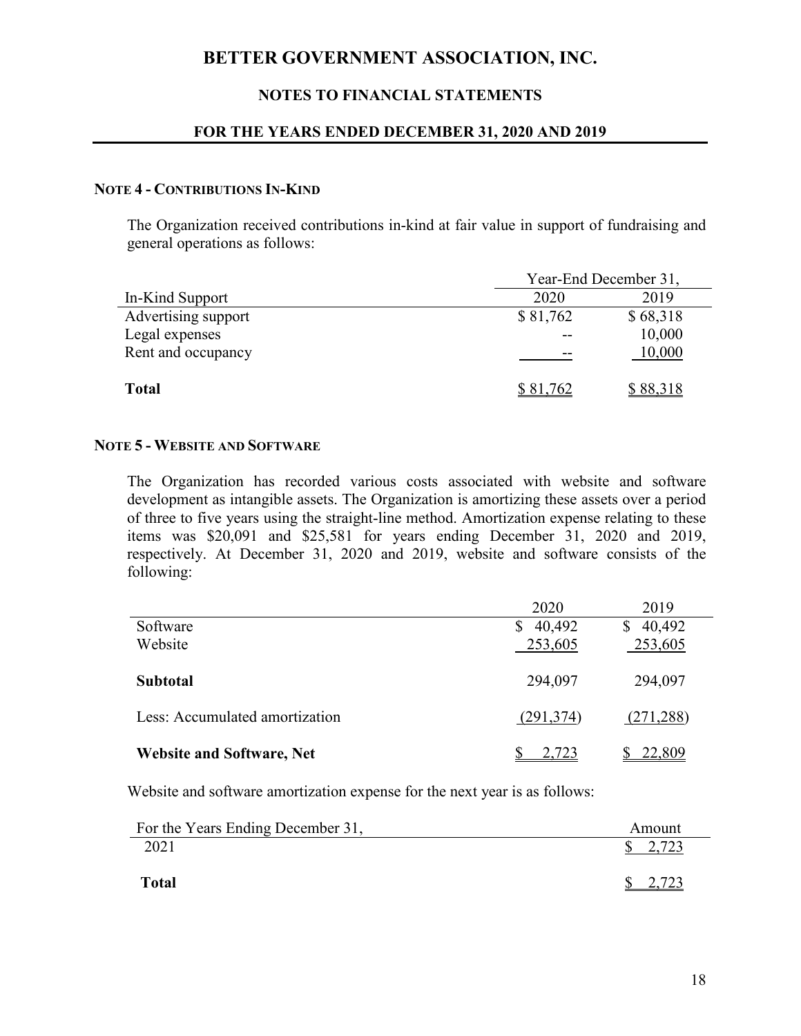# BETTER GOVERNMENT ASSOCIATION, INC.

## NOTES TO FINANCIAL STATEMENTS

## FOR THE YEARS ENDED DECEMBER 31, 2020 AND 2019

### NOTE 4 - CONTRIBUTIONS IN-KIND

The Organization received contributions in-kind at fair value in support of fundraising and general operations as follows:

| | Year-End December 31, | |
|---|---|---|
| In-Kind Support | 2020 | 2019 |
| Advertising support | $ 81,762 | $ 68,318 |
| Legal expenses | -- | 10,000 |
| Rent and occupancy | -- | 10,000 |
| **Total** | $ 81,762 | $ 88,318 |

### NOTE 5 - WEBSITE AND SOFTWARE

The Organization has recorded various costs associated with website and software development as intangible assets. The Organization is amortizing these assets over a period of three to five years using the straight-line method. Amortization expense relating to these items was $20,091 and $25,581 for years ending December 31, 2020 and 2019, respectively. At December 31, 2020 and 2019, website and software consists of the following:

| | 2020 | 2019 |
|---|---|---|
| Software | $ 40,492 | $ 40,492 |
| Website | 253,605 | 253,605 |
| **Subtotal** | 294,097 | 294,097 |
| Less: Accumulated amortization | (291,374) | (271,288) |
| **Website and Software, Net** | $ 2,723 | $ 22,809 |

Website and software amortization expense for the next year is as follows:

| For the Years Ending December 31, | Amount |
|---|---|
| 2021 | $ 2,723 |
| **Total** | $ 2,723 |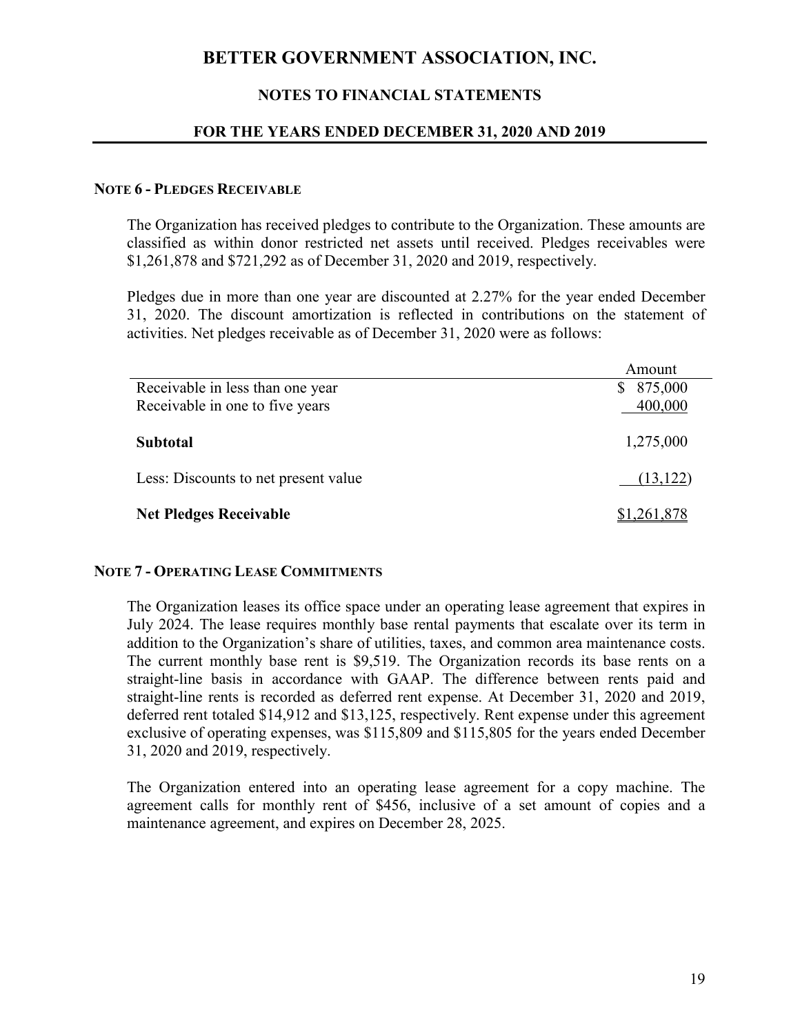# BETTER GOVERNMENT ASSOCIATION, INC.

## NOTES TO FINANCIAL STATEMENTS

### FOR THE YEARS ENDED DECEMBER 31, 2020 AND 2019

**NOTE 6 - PLEDGES RECEIVABLE**

The Organization has received pledges to contribute to the Organization. These amounts are classified as within donor restricted net assets until received. Pledges receivables were $1,261,878 and $721,292 as of December 31, 2020 and 2019, respectively.

Pledges due in more than one year are discounted at 2.27% for the year ended December 31, 2020. The discount amortization is reflected in contributions on the statement of activities. Net pledges receivable as of December 31, 2020 were as follows:

| | Amount |
|---|---|
| Receivable in less than one year | $ 875,000 |
| Receivable in one to five years | 400,000 |
| **Subtotal** | 1,275,000 |
| Less: Discounts to net present value | (13,122) |
| **Net Pledges Receivable** | $1,261,878 |

**NOTE 7 - OPERATING LEASE COMMITMENTS**

The Organization leases its office space under an operating lease agreement that expires in July 2024. The lease requires monthly base rental payments that escalate over its term in addition to the Organization's share of utilities, taxes, and common area maintenance costs. The current monthly base rent is $9,519. The Organization records its base rents on a straight-line basis in accordance with GAAP. The difference between rents paid and straight-line rents is recorded as deferred rent expense. At December 31, 2020 and 2019, deferred rent totaled $14,912 and $13,125, respectively. Rent expense under this agreement exclusive of operating expenses, was $115,809 and $115,805 for the years ended December 31, 2020 and 2019, respectively.

The Organization entered into an operating lease agreement for a copy machine. The agreement calls for monthly rent of $456, inclusive of a set amount of copies and a maintenance agreement, and expires on December 28, 2025.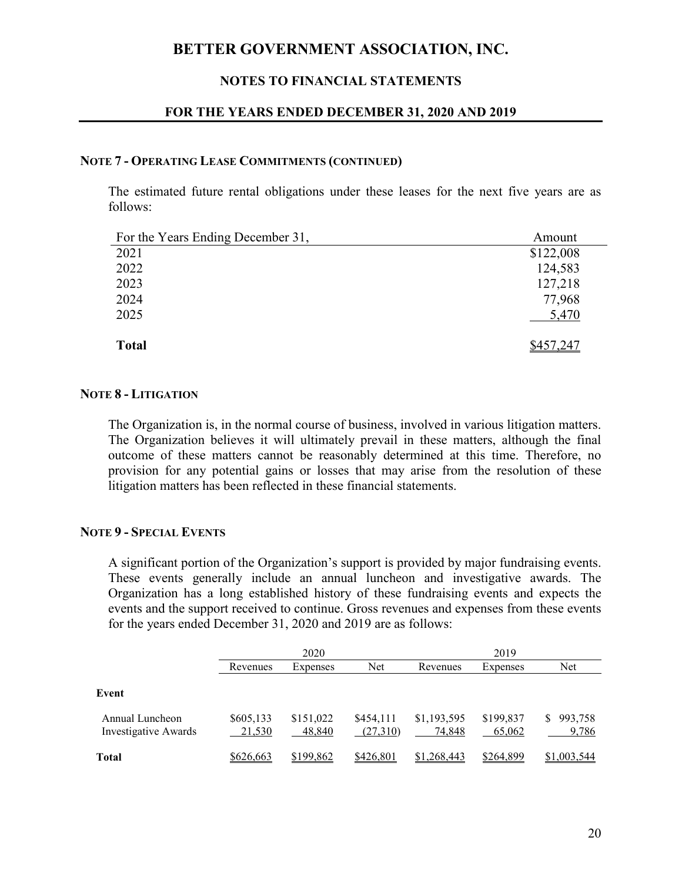#### NOTE 7 - OPERATING LEASE COMMITMENTS (CONTINUED)

The estimated future rental obligations under these leases for the next five years are as follows:

| For the Years Ending December 31, | Amount |
|---|---|
| 2021 | $122,008 |
| 2022 | 124,583 |
| 2023 | 127,218 |
| 2024 | 77,968 |
| 2025 | 5,470 |
| **Total** | $457,247 |

#### NOTE 8 - LITIGATION

The Organization is, in the normal course of business, involved in various litigation matters. The Organization believes it will ultimately prevail in these matters, although the final outcome of these matters cannot be reasonably determined at this time. Therefore, no provision for any potential gains or losses that may arise from the resolution of these litigation matters has been reflected in these financial statements.

#### NOTE 9 - SPECIAL EVENTS

A significant portion of the Organization's support is provided by major fundraising events. These events generally include an annual luncheon and investigative awards. The Organization has a long established history of these fundraising events and expects the events and the support received to continue. Gross revenues and expenses from these events for the years ended December 31, 2020 and 2019 are as follows:

| | 2020 | | | 2019 | | |
|---|---|---|---|---|---|---|
| | Revenues | Expenses | Net | Revenues | Expenses | Net |
| **Event** | | | | | | |
| Annual Luncheon | $605,133 | $151,022 | $454,111 | $1,193,595 | $199,837 | $ 993,758 |
| Investigative Awards | 21,530 | 48,840 | (27,310) | 74,848 | 65,062 | 9,786 |
| **Total** | $626,663 | $199,862 | $426,801 | $1,268,443 | $264,899 | $1,003,544 |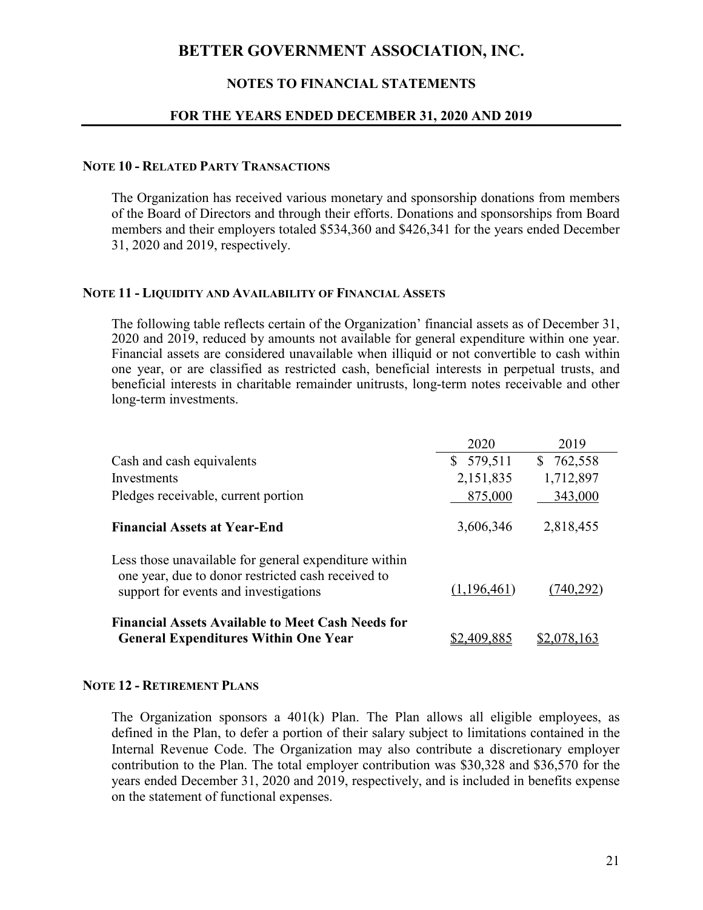# BETTER GOVERNMENT ASSOCIATION, INC.

## NOTES TO FINANCIAL STATEMENTS

## FOR THE YEARS ENDED DECEMBER 31, 2020 AND 2019

### NOTE 10 - RELATED PARTY TRANSACTIONS

The Organization has received various monetary and sponsorship donations from members of the Board of Directors and through their efforts. Donations and sponsorships from Board members and their employers totaled $534,360 and $426,341 for the years ended December 31, 2020 and 2019, respectively.

### NOTE 11 - LIQUIDITY AND AVAILABILITY OF FINANCIAL ASSETS

The following table reflects certain of the Organization' financial assets as of December 31, 2020 and 2019, reduced by amounts not available for general expenditure within one year. Financial assets are considered unavailable when illiquid or not convertible to cash within one year, or are classified as restricted cash, beneficial interests in perpetual trusts, and beneficial interests in charitable remainder unitrusts, long-term notes receivable and other long-term investments.

| | 2020 | 2019 |
|---|---|---|
| Cash and cash equivalents | $ 579,511 | $ 762,558 |
| Investments | 2,151,835 | 1,712,897 |
| Pledges receivable, current portion | 875,000 | 343,000 |
| **Financial Assets at Year-End** | 3,606,346 | 2,818,455 |
| Less those unavailable for general expenditure within one year, due to donor restricted cash received to support for events and investigations | (1,196,461) | (740,292) |
| **Financial Assets Available to Meet Cash Needs for General Expenditures Within One Year** | $2,409,885 | $2,078,163 |

### NOTE 12 - RETIREMENT PLANS

The Organization sponsors a 401(k) Plan. The Plan allows all eligible employees, as defined in the Plan, to defer a portion of their salary subject to limitations contained in the Internal Revenue Code. The Organization may also contribute a discretionary employer contribution to the Plan. The total employer contribution was $30,328 and $36,570 for the years ended December 31, 2020 and 2019, respectively, and is included in benefits expense on the statement of functional expenses.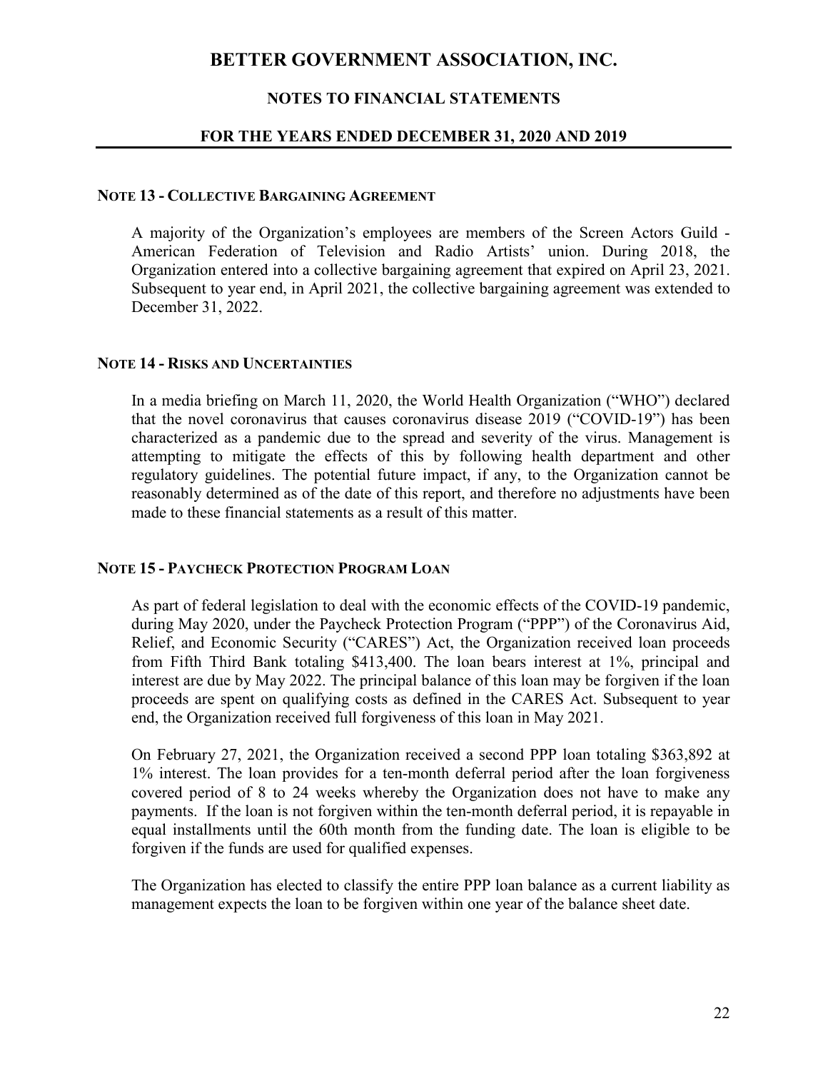## NOTE 13 - COLLECTIVE BARGAINING AGREEMENT

A majority of the Organization's employees are members of the Screen Actors Guild - American Federation of Television and Radio Artists' union. During 2018, the Organization entered into a collective bargaining agreement that expired on April 23, 2021. Subsequent to year end, in April 2021, the collective bargaining agreement was extended to December 31, 2022.

## NOTE 14 - RISKS AND UNCERTAINTIES

In a media briefing on March 11, 2020, the World Health Organization ("WHO") declared that the novel coronavirus that causes coronavirus disease 2019 ("COVID-19") has been characterized as a pandemic due to the spread and severity of the virus. Management is attempting to mitigate the effects of this by following health department and other regulatory guidelines. The potential future impact, if any, to the Organization cannot be reasonably determined as of the date of this report, and therefore no adjustments have been made to these financial statements as a result of this matter.

## NOTE 15 - PAYCHECK PROTECTION PROGRAM LOAN

As part of federal legislation to deal with the economic effects of the COVID-19 pandemic, during May 2020, under the Paycheck Protection Program ("PPP") of the Coronavirus Aid, Relief, and Economic Security ("CARES") Act, the Organization received loan proceeds from Fifth Third Bank totaling $413,400. The loan bears interest at 1%, principal and interest are due by May 2022. The principal balance of this loan may be forgiven if the loan proceeds are spent on qualifying costs as defined in the CARES Act. Subsequent to year end, the Organization received full forgiveness of this loan in May 2021.

On February 27, 2021, the Organization received a second PPP loan totaling $363,892 at 1% interest. The loan provides for a ten-month deferral period after the loan forgiveness covered period of 8 to 24 weeks whereby the Organization does not have to make any payments. If the loan is not forgiven within the ten-month deferral period, it is repayable in equal installments until the 60th month from the funding date. The loan is eligible to be forgiven if the funds are used for qualified expenses.

The Organization has elected to classify the entire PPP loan balance as a current liability as management expects the loan to be forgiven within one year of the balance sheet date.